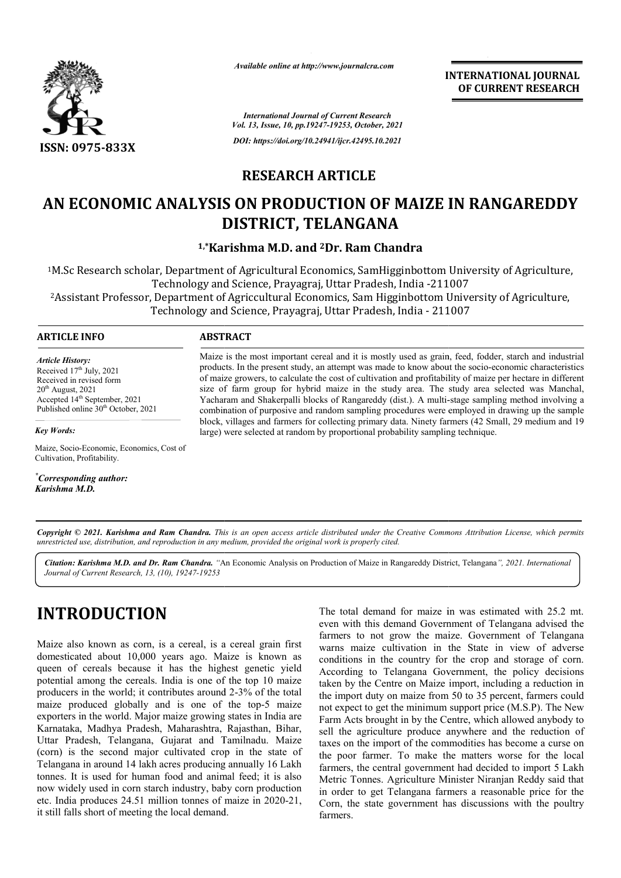*Available online at http://www.journalcra.com*

*International Journal of Current Research*
*Vol. 13, Issue, 10, pp.19247-19253, October, 2021*

*DOI: https://doi.org/10.24941/ijcr.42495.10.2021*

**INTERNATIONAL JOURNAL OF CURRENT RESEARCH**

ISSN: 0975-833X

## RESEARCH ARTICLE

# AN ECONOMIC ANALYSIS ON PRODUCTION OF MAIZE IN RANGAREDDY DISTRICT, TELANGANA

**[1,*]Karishma M.D. and [2]Dr. Ram Chandra**

[1]M.Sc Research scholar, Department of Agricultural Economics, SamHigginbottom University of Agriculture, Technology and Science, Prayagraj, Uttar Pradesh, India -211007

[2]Assistant Professor, Department of Agriccultural Economics, Sam Higginbottom University of Agriculture, Technology and Science, Prayagraj, Uttar Pradesh, India - 211007

**ARTICLE INFO**

*Article History:*
Received 17th July, 2021
Received in revised form 20th August, 2021
Accepted 14th September, 2021
Published online 30th October, 2021

*Key Words:*
Maize, Socio-Economic, Economics, Cost of Cultivation, Profitability.

*Corresponding author:*
*Karishma M.D.*

**ABSTRACT**

Maize is the most important cereal and it is mostly used as grain, feed, fodder, starch and industrial products. In the present study, an attempt was made to know about the socio-economic characteristics of maize growers, to calculate the cost of cultivation and profitability of maize per hectare in different size of farm group for hybrid maize in the study area. The study area selected was Manchal, Yacharam and Shakerpalli blocks of Rangareddy (dist.). A multi-stage sampling method involving a combination of purposive and random sampling procedures were employed in drawing up the sample block, villages and farmers for collecting primary data. Ninety farmers (42 Small, 29 medium and 19 large) were selected at random by proportional probability sampling technique.

***Copyright © 2021. Karishma and Ram Chandra.** This is an open access article distributed under the Creative Commons Attribution License, which permits unrestricted use, distribution, and reproduction in any medium, provided the original work is properly cited.*

***Citation: Karishma M.D. and Dr. Ram Chandra.** "An Economic Analysis on Production of Maize in Rangareddy District, Telangana", 2021. International Journal of Current Research, 13, (10), 19247-19253*

# INTRODUCTION

Maize also known as corn, is a cereal, is a cereal grain first domesticated about 10,000 years ago. Maize is known as queen of cereals because it has the highest genetic yield potential among the cereals. India is one of the top 10 maize producers in the world; it contributes around 2-3% of the total maize produced globally and is one of the top-5 maize exporters in the world. Major maize growing states in India are Karnataka, Madhya Pradesh, Maharashtra, Rajasthan, Bihar, Uttar Pradesh, Telangana, Gujarat and Tamilnadu. Maize (corn) is the second major cultivated crop in the state of Telangana in around 14 lakh acres producing annually 16 Lakh tonnes. It is used for human food and animal feed; it is also now widely used in corn starch industry, baby corn production etc. India produces 24.51 million tonnes of maize in 2020-21, it still falls short of meeting the local demand.

The total demand for maize in was estimated with 25.2 mt. even with this demand Government of Telangana advised the farmers to not grow the maize. Government of Telangana warns maize cultivation in the State in view of adverse conditions in the country for the crop and storage of corn. According to Telangana Government, the policy decisions taken by the Centre on Maize import, including a reduction in the import duty on maize from 50 to 35 percent, farmers could not expect to get the minimum support price (M.S.P). The New Farm Acts brought in by the Centre, which allowed anybody to sell the agriculture produce anywhere and the reduction of taxes on the import of the commodities has become a curse on the poor farmer. To make the matters worse for the local farmers, the central government had decided to import 5 Lakh Metric Tonnes. Agriculture Minister Niranjan Reddy said that in order to get Telangana farmers a reasonable price for the Corn, the state government has discussions with the poultry farmers.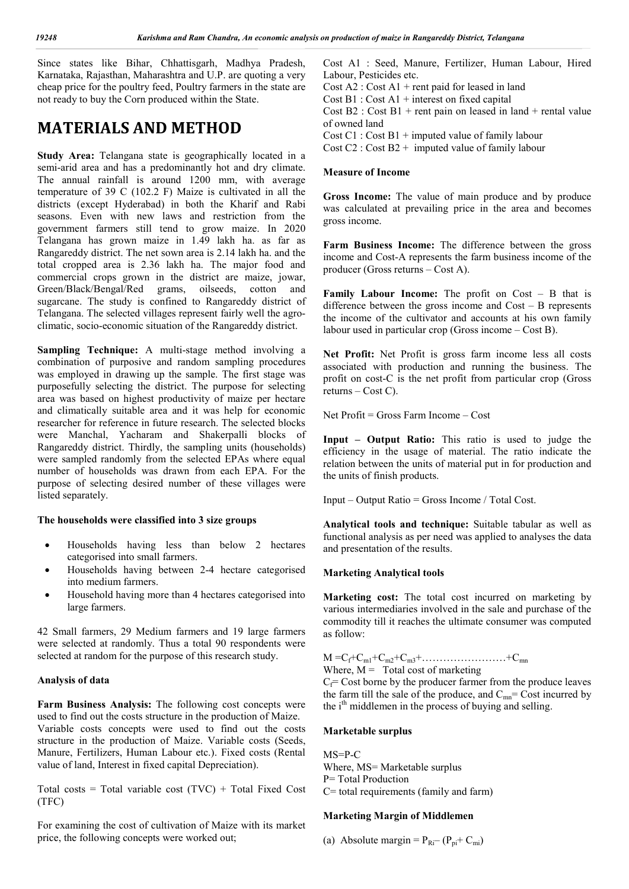Since states like Bihar, Chhattisgarh, Madhya Pradesh, Karnataka, Rajasthan, Maharashtra and U.P. are quoting a very cheap price for the poultry feed, Poultry farmers in the state are not ready to buy the Corn produced within the State.

# MATERIALS AND METHOD

**Study Area:** Telangana state is geographically located in a semi-arid area and has a predominantly hot and dry climate. The annual rainfall is around 1200 mm, with average temperature of 39 C (102.2 F) Maize is cultivated in all the districts (except Hyderabad) in both the Kharif and Rabi seasons. Even with new laws and restriction from the government farmers still tend to grow maize. In 2020 Telangana has grown maize in 1.49 lakh ha. as far as Rangareddy district. The net sown area is 2.14 lakh ha. and the total cropped area is 2.36 lakh ha. The major food and commercial crops grown in the district are maize, jowar, Green/Black/Bengal/Red grams, oilseeds, cotton and sugarcane. The study is confined to Rangareddy district of Telangana. The selected villages represent fairly well the agro-climatic, socio-economic situation of the Rangareddy district.

**Sampling Technique:** A multi-stage method involving a combination of purposive and random sampling procedures was employed in drawing up the sample. The first stage was purposefully selecting the district. The purpose for selecting area was based on highest productivity of maize per hectare and climatically suitable area and it was help for economic researcher for reference in future research. The selected blocks were Manchal, Yacharam and Shakerpalli blocks of Rangareddy district. Thirdly, the sampling units (households) were sampled randomly from the selected EPAs where equal number of households was drawn from each EPA. For the purpose of selecting desired number of these villages were listed separately.

**The households were classified into 3 size groups**

- Households having less than below 2 hectares categorised into small farmers.
- Households having between 2-4 hectare categorised into medium farmers.
- Household having more than 4 hectares categorised into large farmers.

42 Small farmers, 29 Medium farmers and 19 large farmers were selected at randomly. Thus a total 90 respondents were selected at random for the purpose of this research study.

**Analysis of data**

**Farm Business Analysis:** The following cost concepts were used to find out the costs structure in the production of Maize. Variable costs concepts were used to find out the costs structure in the production of Maize. Variable costs (Seeds, Manure, Fertilizers, Human Labour etc.). Fixed costs (Rental value of land, Interest in fixed capital Depreciation).

Total costs = Total variable cost (TVC) + Total Fixed Cost (TFC)

For examining the cost of cultivation of Maize with its market price, the following concepts were worked out;

Cost A1 : Seed, Manure, Fertilizer, Human Labour, Hired Labour, Pesticides etc.
Cost A2 : Cost A1 + rent paid for leased in land
Cost B1 : Cost A1 + interest on fixed capital
Cost B2 : Cost B1 + rent pain on leased in land + rental value of owned land
Cost C1 : Cost B1 + imputed value of family labour
Cost C2 : Cost B2 + imputed value of family labour

**Measure of Income**

**Gross Income:** The value of main produce and by produce was calculated at prevailing price in the area and becomes gross income.

**Farm Business Income:** The difference between the gross income and Cost-A represents the farm business income of the producer (Gross returns – Cost A).

**Family Labour Income:** The profit on Cost – B that is difference between the gross income and Cost – B represents the income of the cultivator and accounts at his own family labour used in particular crop (Gross income – Cost B).

**Net Profit:** Net Profit is gross farm income less all costs associated with production and running the business. The profit on cost-C is the net profit from particular crop (Gross returns – Cost C).

Net Profit = Gross Farm Income – Cost

**Input – Output Ratio:** This ratio is used to judge the efficiency in the usage of material. The ratio indicate the relation between the units of material put in for production and the units of finish products.

Input – Output Ratio = Gross Income / Total Cost.

**Analytical tools and technique:** Suitable tabular as well as functional analysis as per need was applied to analyses the data and presentation of the results.

**Marketing Analytical tools**

**Marketing cost:** The total cost incurred on marketing by various intermediaries involved in the sale and purchase of the commodity till it reaches the ultimate consumer was computed as follow:

$M = C_f + C_{m1} + C_{m2} + C_{m3} + \ldots\ldots\ldots\ldots\ldots\ldots\ldots + C_{mn}$

Where, M = Total cost of marketing

$C_f$ = Cost borne by the producer farmer from the produce leaves the farm till the sale of the produce, and $C_{mn}$ = Cost incurred by the $i^{th}$ middlemen in the process of buying and selling.

**Marketable surplus**

MS=P-C
Where, MS= Marketable surplus
P= Total Production
C= total requirements (family and farm)

**Marketing Margin of Middlemen**

(a) Absolute margin = $P_{Ri} - (P_{pi} + C_{mi})$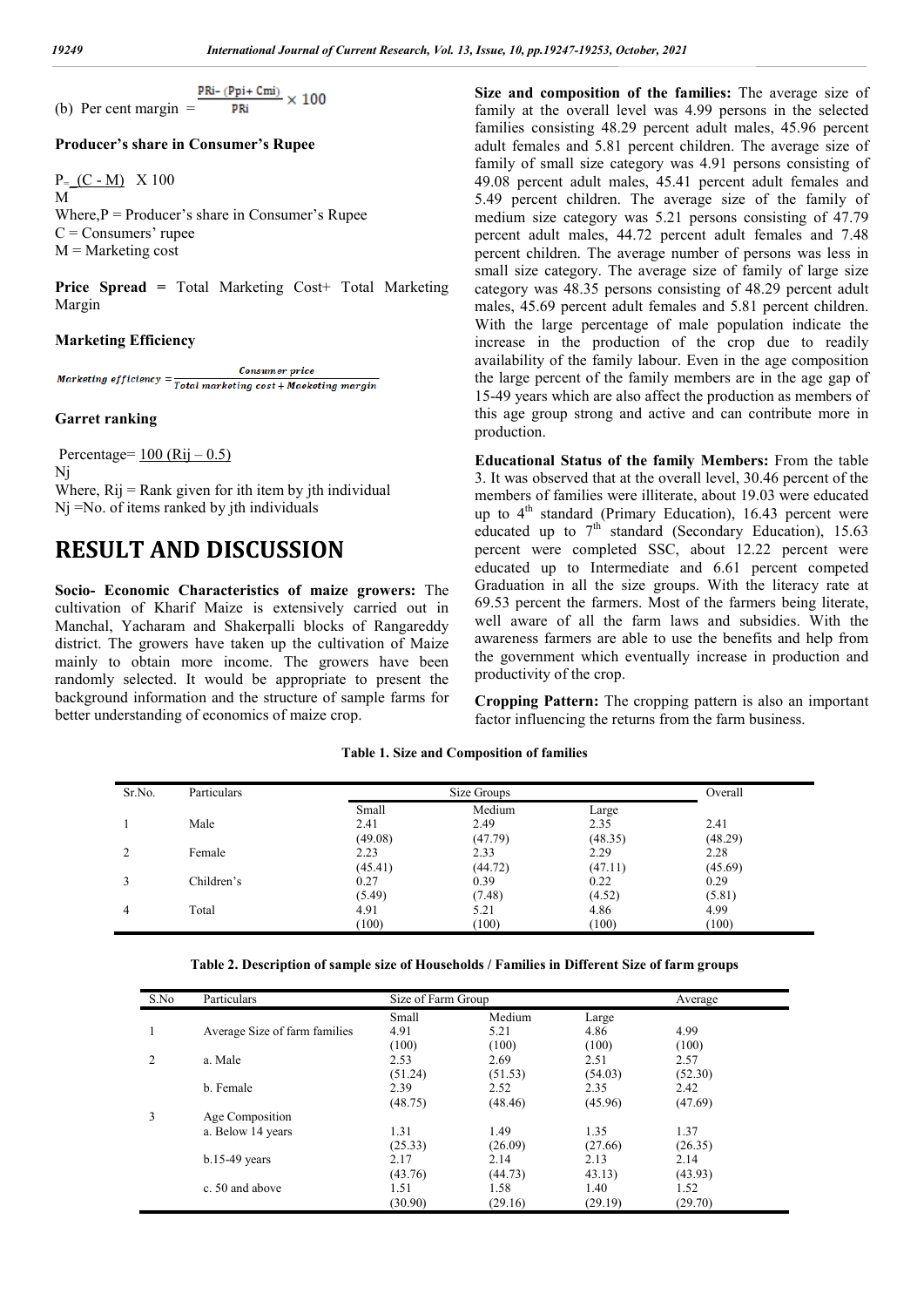(b) Per cent margin = $\frac{PRi - (Ppi + Cmi)}{PRi} \times 100$

**Producer's share in Consumer's Rupee**

$P = \frac{(C - M)}{M} \times 100$

Where, P = Producer's share in Consumer's Rupee
C = Consumers' rupee
M = Marketing cost

**Price Spread =** Total Marketing Cost+ Total Marketing Margin

**Marketing Efficiency**

$$Marketing\ efficiency = \frac{Consumer\ price}{Total\ marketing\ cost + Maeketing\ margin}$$

**Garret ranking**

$Percentage = \frac{100\ (Rij - 0.5)}{Nj}$

Where, Rij = Rank given for ith item by jth individual
Nj = No. of items ranked by jth individuals

# RESULT AND DISCUSSION

**Socio- Economic Characteristics of maize growers:** The cultivation of Kharif Maize is extensively carried out in Manchal, Yacharam and Shakerpalli blocks of Rangareddy district. The growers have taken up the cultivation of Maize mainly to obtain more income. The growers have been randomly selected. It would be appropriate to present the background information and the structure of sample farms for better understanding of economics of maize crop.

**Size and composition of the families:** The average size of family at the overall level was 4.99 persons in the selected families consisting 48.29 percent adult males, 45.96 percent adult females and 5.81 percent children. The average size of family of small size category was 4.91 persons consisting of 49.08 percent adult males, 45.41 percent adult females and 5.49 percent children. The average size of the family of medium size category was 5.21 persons consisting of 47.79 percent adult males, 44.72 percent adult females and 7.48 percent children. The average number of persons was less in small size category. The average size of family of large size category was 48.35 persons consisting of 48.29 percent adult males, 45.69 percent adult females and 5.81 percent children. With the large percentage of male population indicate the increase in the production of the crop due to readily availability of the family labour. Even in the age composition the large percent of the family members are in the age gap of 15-49 years which are also affect the production as members of this age group strong and active and can contribute more in production.

**Educational Status of the family Members:** From the table 3. It was observed that at the overall level, 30.46 percent of the members of families were illiterate, about 19.03 were educated up to 4[th] standard (Primary Education), 16.43 percent were educated up to 7[th] standard (Secondary Education), 15.63 percent were completed SSC, about 12.22 percent were educated up to Intermediate and 6.61 percent competed Graduation in all the size groups. With the literacy rate at 69.53 percent the farmers. Most of the farmers being literate, well aware of all the farm laws and subsidies. With the awareness farmers are able to use the benefits and help from the government which eventually increase in production and productivity of the crop.

**Cropping Pattern:** The cropping pattern is also an important factor influencing the returns from the farm business.

**Table 1. Size and Composition of families**

| Sr.No. | Particulars | Size Groups | | | Overall |
|---|---|---|---|---|---|
| | | Small | Medium | Large | |
| 1 | Male | 2.41 (49.08) | 2.49 (47.79) | 2.35 (48.35) | 2.41 (48.29) |
| 2 | Female | 2.23 (45.41) | 2.33 (44.72) | 2.29 (47.11) | 2.28 (45.69) |
| 3 | Children's | 0.27 (5.49) | 0.39 (7.48) | 0.22 (4.52) | 0.29 (5.81) |
| 4 | Total | 4.91 (100) | 5.21 (100) | 4.86 (100) | 4.99 (100) |

**Table 2. Description of sample size of Households / Families in Different Size of farm groups**

| S.No | Particulars | Size of Farm Group | | | Average |
|---|---|---|---|---|---|
| | | Small | Medium | Large | |
| 1 | Average Size of farm families | 4.91 (100) | 5.21 (100) | 4.86 (100) | 4.99 (100) |
| 2 | a. Male | 2.53 (51.24) | 2.69 (51.53) | 2.51 (54.03) | 2.57 (52.30) |
| | b. Female | 2.39 (48.75) | 2.52 (48.46) | 2.35 (45.96) | 2.42 (47.69) |
| 3 | Age Composition | | | | |
| | a. Below 14 years | 1.31 (25.33) | 1.49 (26.09) | 1.35 (27.66) | 1.37 (26.35) |
| | b.15-49 years | 2.17 (43.76) | 2.14 (44.73) | 2.13 43.13) | 2.14 (43.93) |
| | c. 50 and above | 1.51 (30.90) | 1.58 (29.16) | 1.40 (29.19) | 1.52 (29.70) |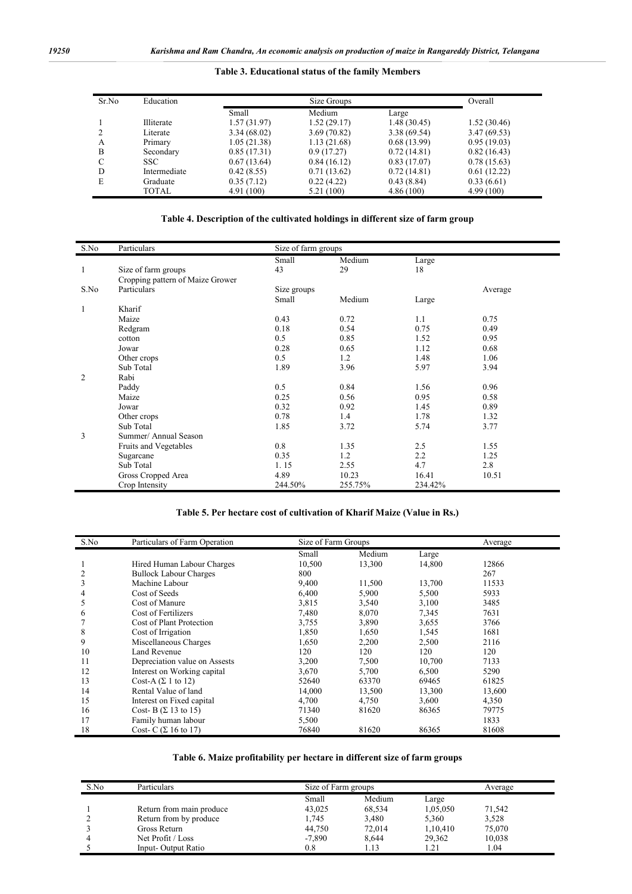**Table 3. Educational status of the family Members**

| Sr.No | Education | Size Groups | | | Overall |
|---|---|---|---|---|---|
| | | Small | Medium | Large | |
| 1 | Illiterate | 1.57 (31.97) | 1.52 (29.17) | 1.48 (30.45) | 1.52 (30.46) |
| 2 | Literate | 3.34 (68.02) | 3.69 (70.82) | 3.38 (69.54) | 3.47 (69.53) |
| A | Primary | 1.05 (21.38) | 1.13 (21.68) | 0.68 (13.99) | 0.95 (19.03) |
| B | Secondary | 0.85 (17.31) | 0.9 (17.27) | 0.72 (14.81) | 0.82 (16.43) |
| C | SSC | 0.67 (13.64) | 0.84 (16.12) | 0.83 (17.07) | 0.78 (15.63) |
| D | Intermediate | 0.42 (8.55) | 0.71 (13.62) | 0.72 (14.81) | 0.61 (12.22) |
| E | Graduate | 0.35 (7.12) | 0.22 (4.22) | 0.43 (8.84) | 0.33 (6.61) |
| | TOTAL | 4.91 (100) | 5.21 (100) | 4.86 (100) | 4.99 (100) |

**Table 4. Description of the cultivated holdings in different size of farm group**

| S.No | Particulars | Size of farm groups | | | |
|---|---|---|---|---|---|
| | | Small | Medium | Large | |
| 1 | Size of farm groups | 43 | 29 | 18 | |
| | Cropping pattern of Maize Grower | | | | |
| S.No | Particulars | Size groups | | | Average |
| | | Small | Medium | Large | |
| 1 | Kharif | | | | |
| | Maize | 0.43 | 0.72 | 1.1 | 0.75 |
| | Redgram | 0.18 | 0.54 | 0.75 | 0.49 |
| | cotton | 0.5 | 0.85 | 1.52 | 0.95 |
| | Jowar | 0.28 | 0.65 | 1.12 | 0.68 |
| | Other crops | 0.5 | 1.2 | 1.48 | 1.06 |
| | Sub Total | 1.89 | 3.96 | 5.97 | 3.94 |
| 2 | Rabi | | | | |
| | Paddy | 0.5 | 0.84 | 1.56 | 0.96 |
| | Maize | 0.25 | 0.56 | 0.95 | 0.58 |
| | Jowar | 0.32 | 0.92 | 1.45 | 0.89 |
| | Other crops | 0.78 | 1.4 | 1.78 | 1.32 |
| | Sub Total | 1.85 | 3.72 | 5.74 | 3.77 |
| 3 | Summer/ Annual Season | | | | |
| | Fruits and Vegetables | 0.8 | 1.35 | 2.5 | 1.55 |
| | Sugarcane | 0.35 | 1.2 | 2.2 | 1.25 |
| | Sub Total | 1. 15 | 2.55 | 4.7 | 2.8 |
| | Gross Cropped Area | 4.89 | 10.23 | 16.41 | 10.51 |
| | Crop Intensity | 244.50% | 255.75% | 234.42% | |

**Table 5. Per hectare cost of cultivation of Kharif Maize (Value in Rs.)**

| S.No | Particulars of Farm Operation | Size of Farm Groups | | | Average |
|---|---|---|---|---|---|
| | | Small | Medium | Large | |
| 1 | Hired Human Labour Charges | 10,500 | 13,300 | 14,800 | 12866 |
| 2 | Bullock Labour Charges | 800 | | | 267 |
| 3 | Machine Labour | 9,400 | 11,500 | 13,700 | 11533 |
| 4 | Cost of Seeds | 6,400 | 5,900 | 5,500 | 5933 |
| 5 | Cost of Manure | 3,815 | 3,540 | 3,100 | 3485 |
| 6 | Cost of Fertilizers | 7,480 | 8,070 | 7,345 | 7631 |
| 7 | Cost of Plant Protection | 3,755 | 3,890 | 3,655 | 3766 |
| 8 | Cost of Irrigation | 1,850 | 1,650 | 1,545 | 1681 |
| 9 | Miscellaneous Charges | 1,650 | 2,200 | 2,500 | 2116 |
| 10 | Land Revenue | 120 | 120 | 120 | 120 |
| 11 | Depreciation value on Assests | 3,200 | 7,500 | 10,700 | 7133 |
| 12 | Interest on Working capital | 3,670 | 5,700 | 6,500 | 5290 |
| 13 | Cost-A (Σ 1 to 12) | 52640 | 63370 | 69465 | 61825 |
| 14 | Rental Value of land | 14,000 | 13,500 | 13,300 | 13,600 |
| 15 | Interest on Fixed capital | 4,700 | 4,750 | 3,600 | 4,350 |
| 16 | Cost- B (Σ 13 to 15) | 71340 | 81620 | 86365 | 79775 |
| 17 | Family human labour | 5,500 | | | 1833 |
| 18 | Cost- C (Σ 16 to 17) | 76840 | 81620 | 86365 | 81608 |

**Table 6. Maize profitability per hectare in different size of farm groups**

| S.No | Particulars | Size of Farm groups | | | Average |
|---|---|---|---|---|---|
| | | Small | Medium | Large | |
| 1 | Return from main produce | 43,025 | 68,534 | 1,05,050 | 71,542 |
| 2 | Return from by produce | 1,745 | 3,480 | 5,360 | 3,528 |
| 3 | Gross Return | 44,750 | 72,014 | 1,10,410 | 75,070 |
| 4 | Net Profit / Loss | -7,890 | 8,644 | 29,362 | 10,038 |
| 5 | Input- Output Ratio | 0.8 | 1.13 | 1.21 | 1.04 |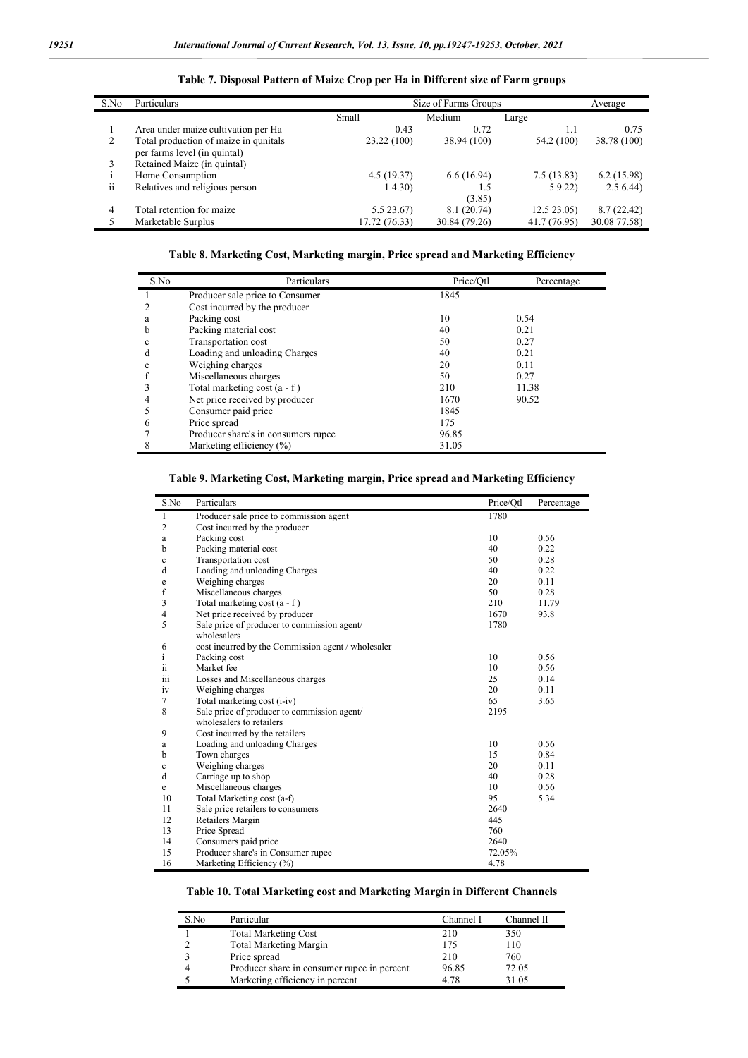**Table 7. Disposal Pattern of Maize Crop per Ha in Different size of Farm groups**

| S.No | Particulars | Size of Farms Groups | | | Average |
|---|---|---|---|---|---|
| | | Small | Medium | Large | |
| 1 | Area under maize cultivation per Ha | 0.43 | 0.72 | 1.1 | 0.75 |
| 2 | Total production of maize in quintals per farms level (in quintal) | 23.22 (100) | 38.94 (100) | 54.2 (100) | 38.78 (100) |
| 3 | Retained Maize (in quintal) | | | | |
| i | Home Consumption | 4.5 (19.37) | 6.6 (16.94) | 7.5 (13.83) | 6.2 (15.98) |
| ii | Relatives and religious person | 1 4.30) | 1.5 (3.85) | 5 9.22) | 2.5 6.44) |
| 4 | Total retention for maize | 5.5 23.67) | 8.1 (20.74) | 12.5 23.05) | 8.7 (22.42) |
| 5 | Marketable Surplus | 17.72 (76.33) | 30.84 (79.26) | 41.7 (76.95) | 30.08 77.58) |

**Table 8. Marketing Cost, Marketing margin, Price spread and Marketing Efficiency**

| S.No | Particulars | Price/Qtl | Percentage |
|---|---|---|---|
| 1 | Producer sale price to Consumer | 1845 | |
| 2 | Cost incurred by the producer | | |
| a | Packing cost | 10 | 0.54 |
| b | Packing material cost | 40 | 0.21 |
| c | Transportation cost | 50 | 0.27 |
| d | Loading and unloading Charges | 40 | 0.21 |
| e | Weighing charges | 20 | 0.11 |
| f | Miscellaneous charges | 50 | 0.27 |
| 3 | Total marketing cost (a - f ) | 210 | 11.38 |
| 4 | Net price received by producer | 1670 | 90.52 |
| 5 | Consumer paid price | 1845 | |
| 6 | Price spread | 175 | |
| 7 | Producer share's in consumers rupee | 96.85 | |
| 8 | Marketing efficiency (%) | 31.05 | |

**Table 9. Marketing Cost, Marketing margin, Price spread and Marketing Efficiency**

| S.No | Particulars | Price/Qtl | Percentage |
|---|---|---|---|
| 1 | Producer sale price to commission agent | 1780 | |
| 2 | Cost incurred by the producer | | |
| a | Packing cost | 10 | 0.56 |
| b | Packing material cost | 40 | 0.22 |
| c | Transportation cost | 50 | 0.28 |
| d | Loading and unloading Charges | 40 | 0.22 |
| e | Weighing charges | 20 | 0.11 |
| f | Miscellaneous charges | 50 | 0.28 |
| 3 | Total marketing cost (a - f ) | 210 | 11.79 |
| 4 | Net price received by producer | 1670 | 93.8 |
| 5 | Sale price of producer to commission agent/ wholesalers | 1780 | |
| 6 | cost incurred by the Commission agent / wholesaler | | |
| i | Packing cost | 10 | 0.56 |
| ii | Market fee | 10 | 0.56 |
| iii | Losses and Miscellaneous charges | 25 | 0.14 |
| iv | Weighing charges | 20 | 0.11 |
| 7 | Total marketing cost (i-iv) | 65 | 3.65 |
| 8 | Sale price of producer to commission agent/ wholesalers to retailers | 2195 | |
| 9 | Cost incurred by the retailers | | |
| a | Loading and unloading Charges | 10 | 0.56 |
| b | Town charges | 15 | 0.84 |
| c | Weighing charges | 20 | 0.11 |
| d | Carriage up to shop | 40 | 0.28 |
| e | Miscellaneous charges | 10 | 0.56 |
| 10 | Total Marketing cost (a-f) | 95 | 5.34 |
| 11 | Sale price retailers to consumers | 2640 | |
| 12 | Retailers Margin | 445 | |
| 13 | Price Spread | 760 | |
| 14 | Consumers paid price | 2640 | |
| 15 | Producer share's in Consumer rupee | 72.05% | |
| 16 | Marketing Efficiency (%) | 4.78 | |

**Table 10. Total Marketing cost and Marketing Margin in Different Channels**

| S.No | Particular | Channel I | Channel II |
|---|---|---|---|
| 1 | Total Marketing Cost | 210 | 350 |
| 2 | Total Marketing Margin | 175 | 110 |
| 3 | Price spread | 210 | 760 |
| 4 | Producer share in consumer rupee in percent | 96.85 | 72.05 |
| 5 | Marketing efficiency in percent | 4.78 | 31.05 |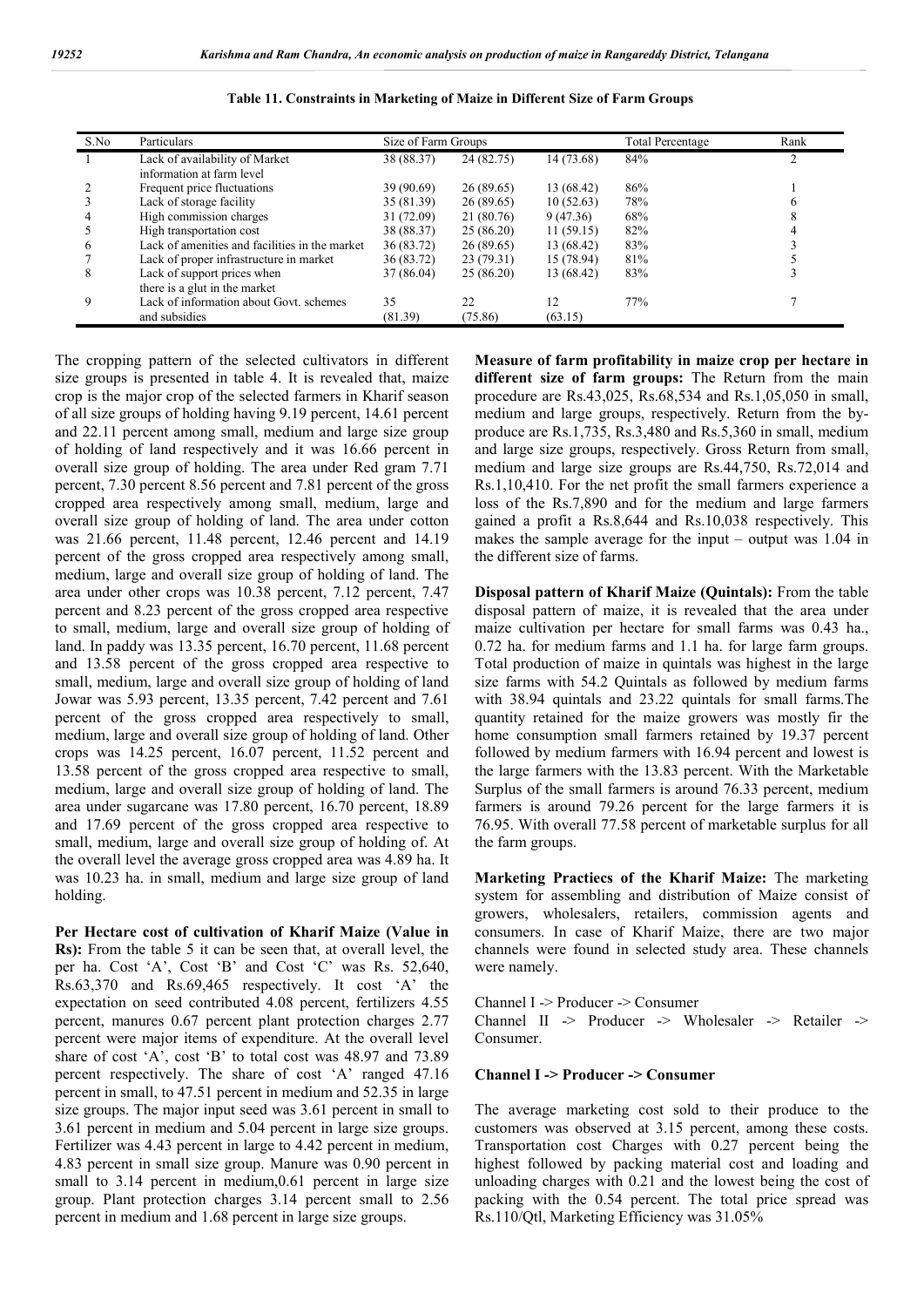**Table 11. Constraints in Marketing of Maize in Different Size of Farm Groups**

| S.No | Particulars | Size of Farm Groups | | | Total Percentage | Rank |
|---|---|---|---|---|---|---|
| 1 | Lack of availability of Market information at farm level | 38 (88.37) | 24 (82.75) | 14 (73.68) | 84% | 2 |
| 2 | Frequent price fluctuations | 39 (90.69) | 26 (89.65) | 13 (68.42) | 86% | 1 |
| 3 | Lack of storage facility | 35 (81.39) | 26 (89.65) | 10 (52.63) | 78% | 6 |
| 4 | High commission charges | 31 (72.09) | 21 (80.76) | 9 (47.36) | 68% | 8 |
| 5 | High transportation cost | 38 (88.37) | 25 (86.20) | 11 (59.15) | 82% | 4 |
| 6 | Lack of amenities and facilities in the market | 36 (83.72) | 26 (89.65) | 13 (68.42) | 83% | 3 |
| 7 | Lack of proper infrastructure in market | 36 (83.72) | 23 (79.31) | 15 (78.94) | 81% | 5 |
| 8 | Lack of support prices when there is a glut in the market | 37 (86.04) | 25 (86.20) | 13 (68.42) | 83% | 3 |
| 9 | Lack of information about Govt. schemes and subsidies | 35 (81.39) | 22 (75.86) | 12 (63.15) | 77% | 7 |

The cropping pattern of the selected cultivators in different size groups is presented in table 4. It is revealed that, maize crop is the major crop of the selected farmers in Kharif season of all size groups of holding having 9.19 percent, 14.61 percent and 22.11 percent among small, medium and large size group of holding of land respectively and it was 16.66 percent in overall size group of holding. The area under Red gram 7.71 percent, 7.30 percent 8.56 percent and 7.81 percent of the gross cropped area respectively among small, medium, large and overall size group of holding of land. The area under cotton was 21.66 percent, 11.48 percent, 12.46 percent and 14.19 percent of the gross cropped area respectively among small, medium, large and overall size group of holding of land. The area under other crops was 10.38 percent, 7.12 percent, 7.47 percent and 8.23 percent of the gross cropped area respective to small, medium, large and overall size group of holding of land. In paddy was 13.35 percent, 16.70 percent, 11.68 percent and 13.58 percent of the gross cropped area respective to small, medium, large and overall size group of holding of land Jowar was 5.93 percent, 13.35 percent, 7.42 percent and 7.61 percent of the gross cropped area respectively to small, medium, large and overall size group of holding of land. Other crops was 14.25 percent, 16.07 percent, 11.52 percent and 13.58 percent of the gross cropped area respective to small, medium, large and overall size group of holding of land. The area under sugarcane was 17.80 percent, 16.70 percent, 18.89 and 17.69 percent of the gross cropped area respective to small, medium, large and overall size group of holding of. At the overall level the average gross cropped area was 4.89 ha. It was 10.23 ha. in small, medium and large size group of land holding.

**Per Hectare cost of cultivation of Kharif Maize (Value in Rs):** From the table 5 it can be seen that, at overall level, the per ha. Cost 'A', Cost 'B' and Cost 'C' was Rs. 52,640, Rs.63,370 and Rs.69,465 respectively. It cost 'A' the expectation on seed contributed 4.08 percent, fertilizers 4.55 percent, manures 0.67 percent plant protection charges 2.77 percent were major items of expenditure. At the overall level share of cost 'A', cost 'B' to total cost was 48.97 and 73.89 percent respectively. The share of cost 'A' ranged 47.16 percent in small, to 47.51 percent in medium and 52.35 in large size groups. The major input seed was 3.61 percent in small to 3.61 percent in medium and 5.04 percent in large size groups. Fertilizer was 4.43 percent in large to 4.42 percent in medium, 4.83 percent in small size group. Manure was 0.90 percent in small to 3.14 percent in medium,0.61 percent in large size group. Plant protection charges 3.14 percent small to 2.56 percent in medium and 1.68 percent in large size groups.

**Measure of farm profitability in maize crop per hectare in different size of farm groups:** The Return from the main procedure are Rs.43,025, Rs.68,534 and Rs.1,05,050 in small, medium and large groups, respectively. Return from the by-produce are Rs.1,735, Rs.3,480 and Rs.5,360 in small, medium and large size groups, respectively. Gross Return from small, medium and large size groups are Rs.44,750, Rs.72,014 and Rs.1,10,410. For the net profit the small farmers experience a loss of the Rs.7,890 and for the medium and large farmers gained a profit a Rs.8,644 and Rs.10,038 respectively. This makes the sample average for the input – output was 1.04 in the different size of farms.

**Disposal pattern of Kharif Maize (Quintals):** From the table disposal pattern of maize, it is revealed that the area under maize cultivation per hectare for small farms was 0.43 ha., 0.72 ha. for medium farms and 1.1 ha. for large farm groups. Total production of maize in quintals was highest in the large size farms with 54.2 Quintals as followed by medium farms with 38.94 quintals and 23.22 quintals for small farms.The quantity retained for the maize growers was mostly fir the home consumption small farmers retained by 19.37 percent followed by medium farmers with 16.94 percent and lowest is the large farmers with the 13.83 percent. With the Marketable Surplus of the small farmers is around 76.33 percent, medium farmers is around 79.26 percent for the large farmers it is 76.95. With overall 77.58 percent of marketable surplus for all the farm groups.

**Marketing Practiecs of the Kharif Maize:** The marketing system for assembling and distribution of Maize consist of growers, wholesalers, retailers, commission agents and consumers. In case of Kharif Maize, there are two major channels were found in selected study area. These channels were namely.

Channel I -> Producer -> Consumer
Channel II -> Producer -> Wholesaler -> Retailer -> Consumer.

**Channel I -> Producer -> Consumer**

The average marketing cost sold to their produce to the customers was observed at 3.15 percent, among these costs. Transportation cost Charges with 0.27 percent being the highest followed by packing material cost and loading and unloading charges with 0.21 and the lowest being the cost of packing with the 0.54 percent. The total price spread was Rs.110/Qtl, Marketing Efficiency was 31.05%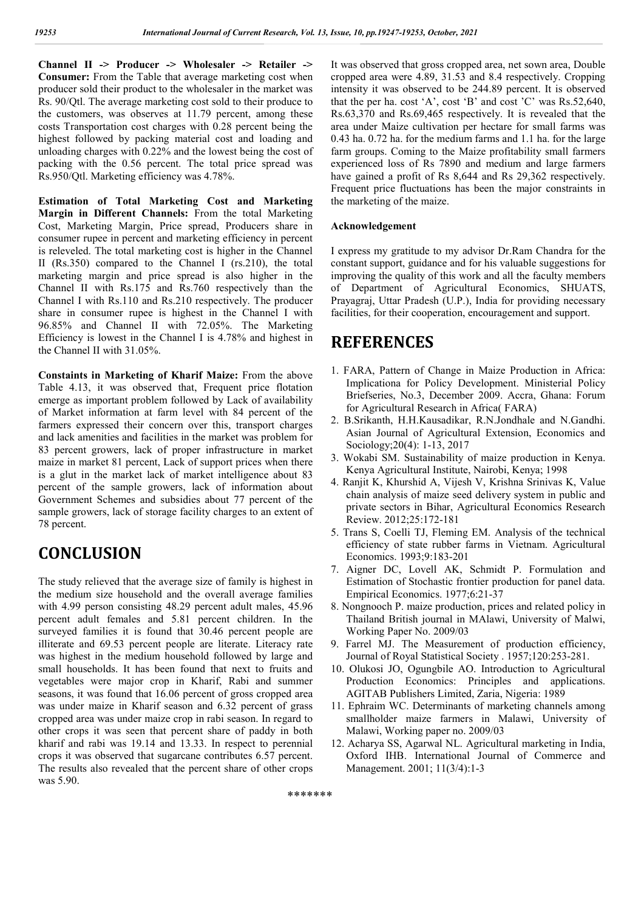**Channel II -> Producer -> Wholesaler -> Retailer -> Consumer:** From the Table that average marketing cost when producer sold their product to the wholesaler in the market was Rs. 90/Qtl. The average marketing cost sold to their produce to the customers, was observes at 11.79 percent, among these costs Transportation cost charges with 0.28 percent being the highest followed by packing material cost and loading and unloading charges with 0.22% and the lowest being the cost of packing with the 0.56 percent. The total price spread was Rs.950/Qtl. Marketing efficiency was 4.78%.

**Estimation of Total Marketing Cost and Marketing Margin in Different Channels:** From the total Marketing Cost, Marketing Margin, Price spread, Producers share in consumer rupee in percent and marketing efficiency in percent is releveled. The total marketing cost is higher in the Channel II (Rs.350) compared to the Channel I (rs.210), the total marketing margin and price spread is also higher in the Channel II with Rs.175 and Rs.760 respectively than the Channel I with Rs.110 and Rs.210 respectively. The producer share in consumer rupee is highest in the Channel I with 96.85% and Channel II with 72.05%. The Marketing Efficiency is lowest in the Channel I is 4.78% and highest in the Channel II with 31.05%.

**Constaints in Marketing of Kharif Maize:** From the above Table 4.13, it was observed that, Frequent price flotation emerge as important problem followed by Lack of availability of Market information at farm level with 84 percent of the farmers expressed their concern over this, transport charges and lack amenities and facilities in the market was problem for 83 percent growers, lack of proper infrastructure in market maize in market 81 percent, Lack of support prices when there is a glut in the market lack of market intelligence about 83 percent of the sample growers, lack of information about Government Schemes and subsidies about 77 percent of the sample growers, lack of storage facility charges to an extent of 78 percent.

# CONCLUSION

The study relieved that the average size of family is highest in the medium size household and the overall average families with 4.99 person consisting 48.29 percent adult males, 45.96 percent adult females and 5.81 percent children. In the surveyed families it is found that 30.46 percent people are illiterate and 69.53 percent people are literate. Literacy rate was highest in the medium household followed by large and small households. It has been found that next to fruits and vegetables were major crop in Kharif, Rabi and summer seasons, it was found that 16.06 percent of gross cropped area was under maize in Kharif season and 6.32 percent of grass cropped area was under maize crop in rabi season. In regard to other crops it was seen that percent share of paddy in both kharif and rabi was 19.14 and 13.33. In respect to perennial crops it was observed that sugarcane contributes 6.57 percent. The results also revealed that the percent share of other crops was 5.90.

It was observed that gross cropped area, net sown area, Double cropped area were 4.89, 31.53 and 8.4 respectively. Cropping intensity it was observed to be 244.89 percent. It is observed that the per ha. cost 'A', cost 'B' and cost 'C' was Rs.52,640, Rs.63,370 and Rs.69,465 respectively. It is revealed that the area under Maize cultivation per hectare for small farms was 0.43 ha. 0.72 ha. for the medium farms and 1.1 ha. for the large farm groups. Coming to the Maize profitability small farmers experienced loss of Rs 7890 and medium and large farmers have gained a profit of Rs 8,644 and Rs 29,362 respectively. Frequent price fluctuations has been the major constraints in the marketing of the maize.

### Acknowledgement

I express my gratitude to my advisor Dr.Ram Chandra for the constant support, guidance and for his valuable suggestions for improving the quality of this work and all the faculty members of Department of Agricultural Economics, SHUATS, Prayagraj, Uttar Pradesh (U.P.), India for providing necessary facilities, for their cooperation, encouragement and support.

# REFERENCES

1. FARA, Pattern of Change in Maize Production in Africa: Implicationa for Policy Development. Ministerial Policy Briefseries, No.3, December 2009. Accra, Ghana: Forum for Agricultural Research in Africa( FARA)
2. B.Srikanth, H.H.Kausadikar, R.N.Jondhale and N.Gandhi. Asian Journal of Agricultural Extension, Economics and Sociology;20(4): 1-13, 2017
3. Wokabi SM. Sustainability of maize production in Kenya. Kenya Agricultural Institute, Nairobi, Kenya; 1998
4. Ranjit K, Khurshid A, Vijesh V, Krishna Srinivas K, Value chain analysis of maize seed delivery system in public and private sectors in Bihar, Agricultural Economics Research Review. 2012;25:172-181
5. Trans S, Coelli TJ, Fleming EM. Analysis of the technical efficiency of state rubber farms in Vietnam. Agricultural Economics. 1993;9:183-201
7. Aigner DC, Lovell AK, Schmidt P. Formulation and Estimation of Stochastic frontier production for panel data. Empirical Economics. 1977;6:21-37
8. Nongnooch P. maize production, prices and related policy in Thailand British journal in MAlawi, University of Malwi, Working Paper No. 2009/03
9. Farrel MJ. The Measurement of production efficiency, Journal of Royal Statistical Society . 1957;120:253-281.
10. Olukosi JO, Ogungbile AO. Introduction to Agricultural Production Economics: Principles and applications. AGITAB Publishers Limited, Zaria, Nigeria: 1989
11. Ephraim WC. Determinants of marketing channels among smallholder maize farmers in Malawi, University of Malawi, Working paper no. 2009/03
12. Acharya SS, Agarwal NL. Agricultural marketing in India, Oxford IHB. International Journal of Commerce and Management. 2001; 11(3/4):1-3

*******